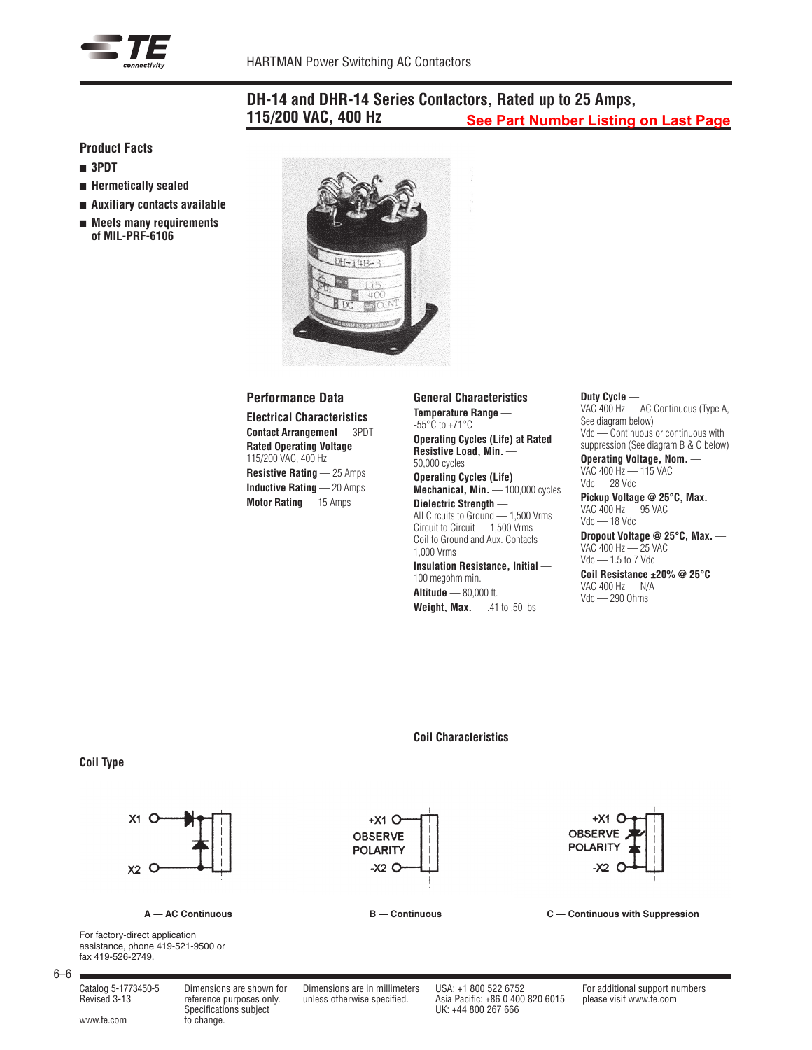# DH-14 and DHR-14 Series Contactors, Rated up to 25 Amps, 115/200 VAC, 400 Hz

**See Part Number Listing on Last Page**

## Product Facts

- **3PDT**
- **Hermetically sealed**
- **Auxiliary contacts available**
- **Meets many requirements of MIL-PRF-6106**

## Performance Data

### Electrical Characteristics

**Contact Arrangement** — 3PDT

**Rated Operating Voltage** — 115/200 VAC, 400 Hz

**Resistive Rating** — 25 Amps

**Inductive Rating** — 20 Amps

**Motor Rating** — 15 Amps

### General Characteristics

**Temperature Range** — -55°C to +71°C

**Operating Cycles (Life) at Rated Resistive Load, Min.** — 50,000 cycles

**Operating Cycles (Life) Mechanical, Min.** — 100,000 cycles

**Dielectric Strength** —
All Circuits to Ground — 1,500 Vrms
Circuit to Circuit — 1,500 Vrms
Coil to Ground and Aux. Contacts — 1,000 Vrms

**Insulation Resistance, Initial** — 100 megohm min.

**Altitude** — 80,000 ft.

**Weight, Max.** — .41 to .50 lbs

### Coil Characteristics

**Duty Cycle** —
VAC 400 Hz — AC Continuous (Type A, See diagram below)
Vdc — Continuous or continuous with suppression (See diagram B & C below)

**Operating Voltage, Nom.** —
VAC 400 Hz — 115 VAC
Vdc — 28 Vdc

**Pickup Voltage @ 25°C, Max.** —
VAC 400 Hz — 95 VAC
Vdc — 18 Vdc

**Dropout Voltage @ 25°C, Max.** —
VAC 400 Hz — 25 VAC
Vdc — 1.5 to 7 Vdc

**Coil Resistance ±20% @ 25°C** —
VAC 400 Hz — N/A
Vdc — 290 Ohms

### Coil Type

A — AC Continuous

B — Continuous

C — Continuous with Suppression

For factory-direct application assistance, phone 419-521-9500 or fax 419-526-2749.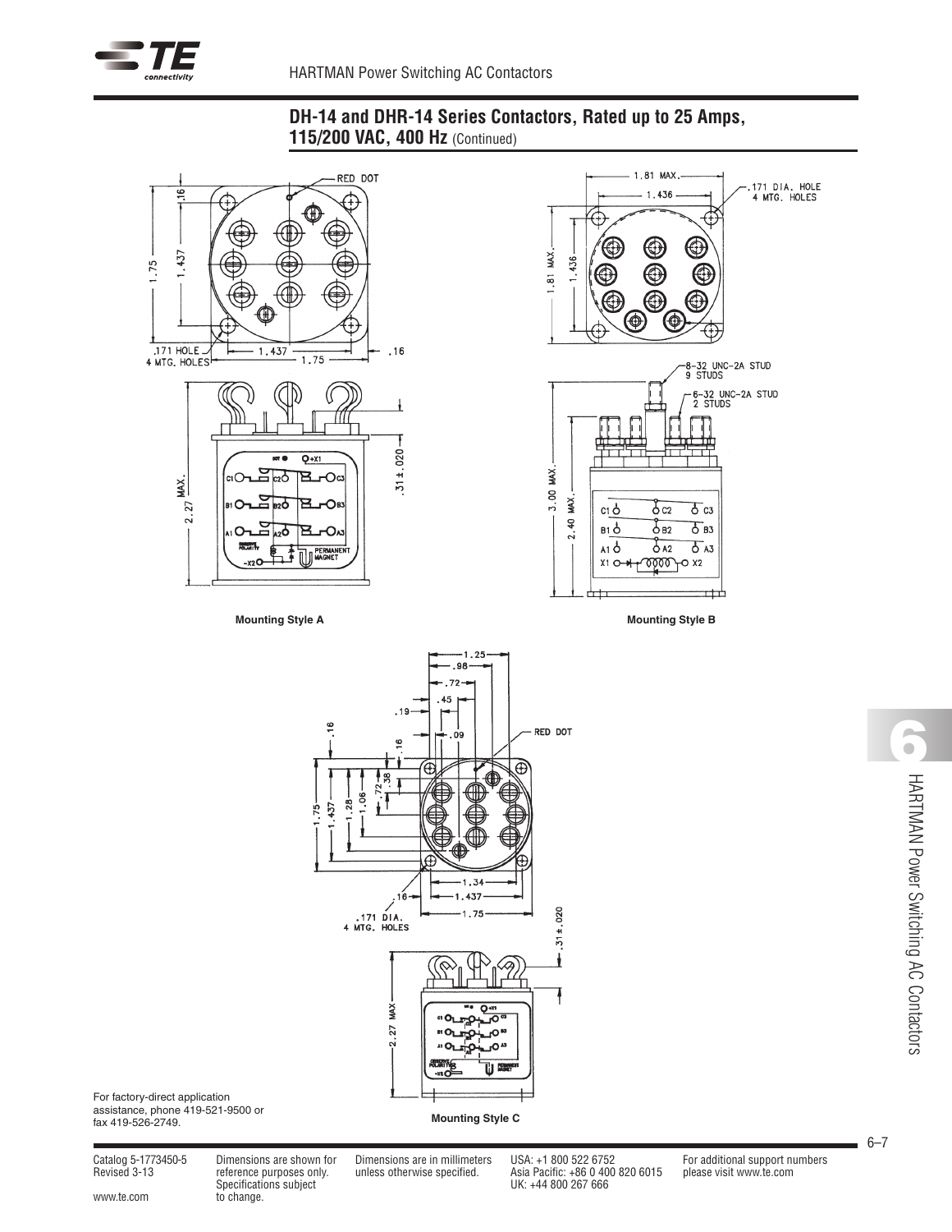## DH-14 and DHR-14 Series Contactors, Rated up to 25 Amps, 115/200 VAC, 400 Hz (Continued)

Mounting Style A

Mounting Style B

Mounting Style C

For factory-direct application assistance, phone 419-521-9500 or fax 419-526-2749.

Catalog 5-1773450-5
Revised 3-13

www.te.com

Dimensions are shown for reference purposes only. Specifications subject to change.

Dimensions are in millimeters unless otherwise specified.

USA: +1 800 522 6752
Asia Pacific: +86 0 400 820 6015
UK: +44 800 267 666

For additional support numbers please visit www.te.com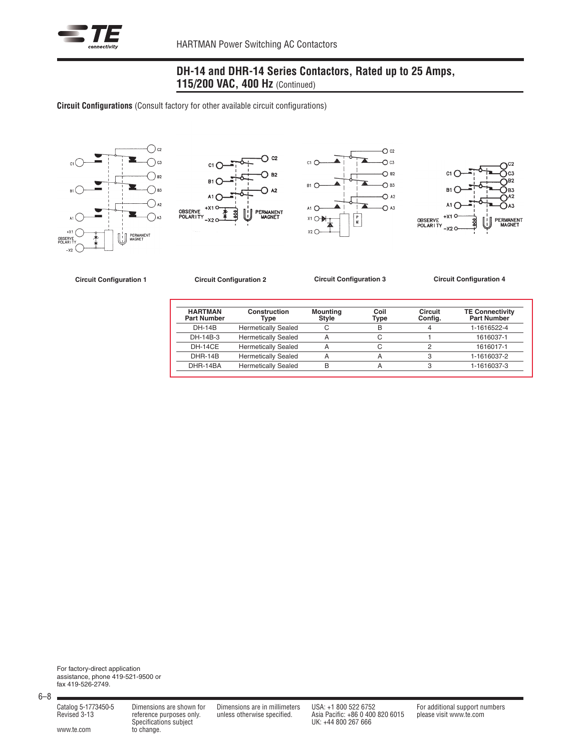## DH-14 and DHR-14 Series Contactors, Rated up to 25 Amps, 115/200 VAC, 400 Hz (Continued)

**Circuit Configurations** (Consult factory for other available circuit configurations)

C2
C3
C1
B2
B1
B3
A2
A1
A3
+X1
OBSERVE POLARITY
-X2
PERMANENT MAGNET

**Circuit Configuration 1**

C2
C1
B2
B1
A2
A1
OBSERVE POLARITY
+X1
-X2
PERMANENT MAGNET

**Circuit Configuration 2**

C2
C1
C3
B2
B1
B3
A2
A1
A3
X1
X2
P M

**Circuit Configuration 3**

C2
C1
C3
B2
B1
B3
A2
A1
A3
OBSERVE POLARITY
+X1
-X2
PERMANENT MAGNET

**Circuit Configuration 4**

| HARTMAN Part Number | Construction Type | Mounting Style | Coil Type | Circuit Config. | TE Connectivity Part Number |
|---|---|---|---|---|---|
| DH-14B | Hermetically Sealed | C | B | 4 | 1-1616522-4 |
| DH-14B-3 | Hermetically Sealed | A | C | 1 | 1616037-1 |
| DH-14CE | Hermetically Sealed | A | C | 2 | 1616017-1 |
| DHR-14B | Hermetically Sealed | A | A | 3 | 1-1616037-2 |
| DHR-14BA | Hermetically Sealed | B | A | 3 | 1-1616037-3 |

For factory-direct application assistance, phone 419-521-9500 or fax 419-526-2749.